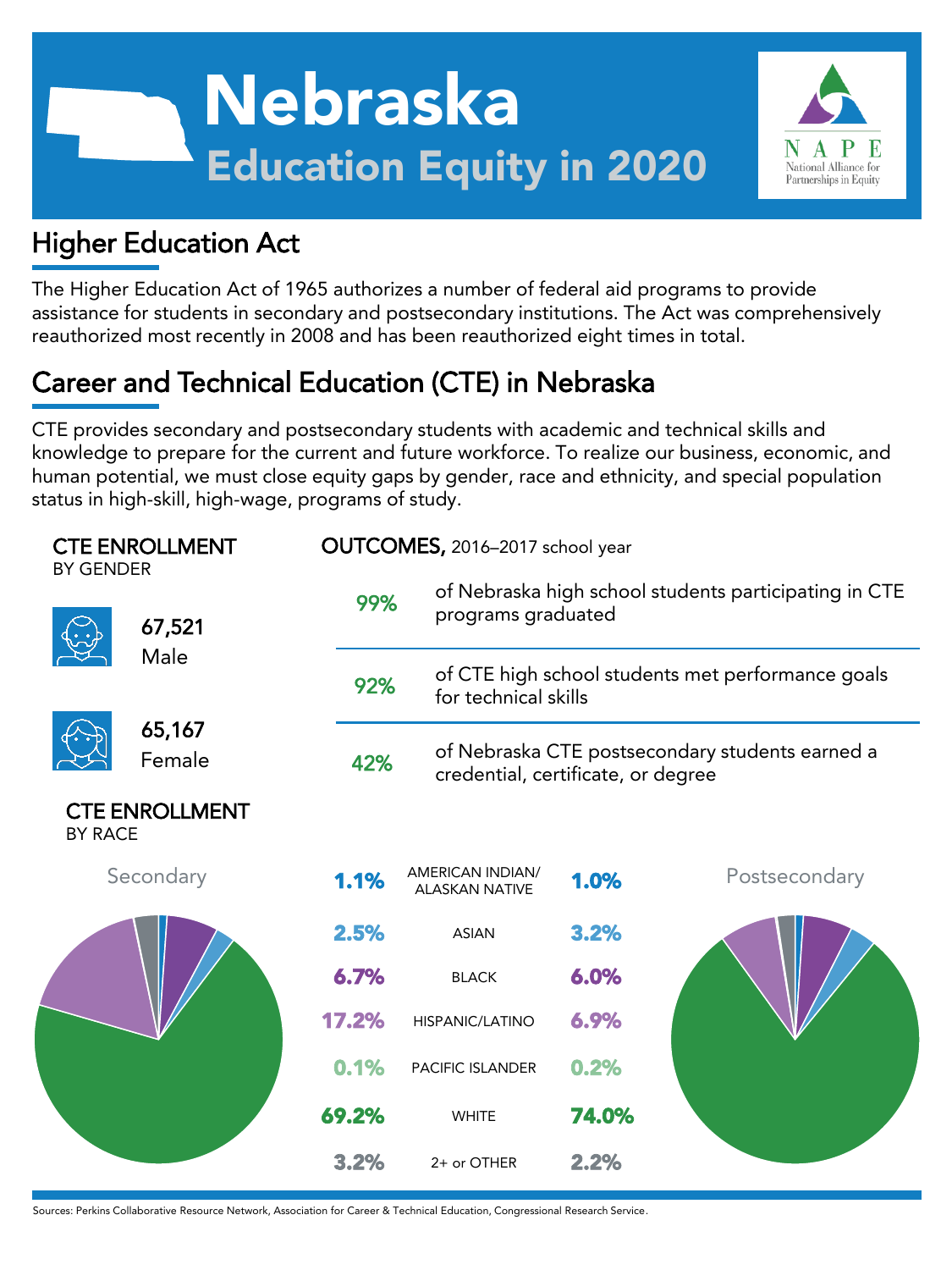# Nebraska

## Education Equity in 2020

NAPE
National Alliance for Partnerships in Equity

## Higher Education Act

The Higher Education Act of 1965 authorizes a number of federal aid programs to provide assistance for students in secondary and postsecondary institutions. The Act was comprehensively reauthorized most recently in 2008 and has been reauthorized eight times in total.

## Career and Technical Education (CTE) in Nebraska

CTE provides secondary and postsecondary students with academic and technical skills and knowledge to prepare for the current and future workforce. To realize our business, economic, and human potential, we must close equity gaps by gender, race and ethnicity, and special population status in high-skill, high-wage, programs of study.

### CTE ENROLLMENT BY GENDER

**67,521** Male

**65,167** Female

### OUTCOMES, 2016–2017 school year

**99%** of Nebraska high school students participating in CTE programs graduated

**92%** of CTE high school students met performance goals for technical skills

**42%** of Nebraska CTE postsecondary students earned a credential, certificate, or degree

### CTE ENROLLMENT BY RACE

| Secondary | | Postsecondary |
|---|---|---|
| 1.1% | AMERICAN INDIAN/ ALASKAN NATIVE | 1.0% |
| 2.5% | ASIAN | 3.2% |
| 6.7% | BLACK | 6.0% |
| 17.2% | HISPANIC/LATINO | 6.9% |
| 0.1% | PACIFIC ISLANDER | 0.2% |
| 69.2% | WHITE | 74.0% |
| 3.2% | 2+ or OTHER | 2.2% |

Sources: Perkins Collaborative Resource Network, Association for Career & Technical Education, Congressional Research Service.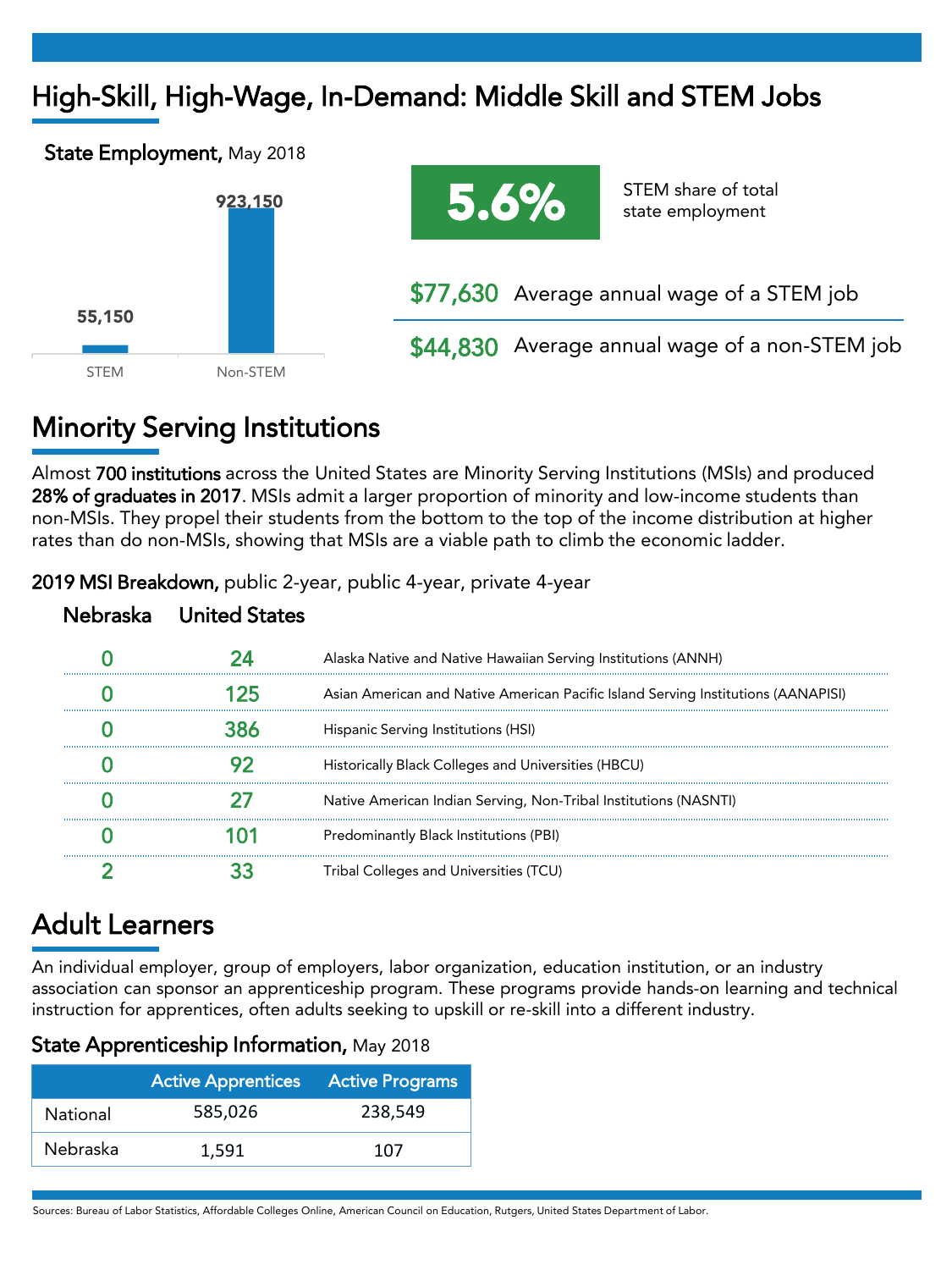# High-Skill, High-Wage, In-Demand: Middle Skill and STEM Jobs

## State Employment, May 2018

| | Employment |
|---|---|
| STEM | 55,150 |
| Non-STEM | 923,150 |

**5.6%** STEM share of total state employment

**$77,630** Average annual wage of a STEM job

**$44,830** Average annual wage of a non-STEM job

# Minority Serving Institutions

Almost **700 institutions** across the United States are Minority Serving Institutions (MSIs) and produced **28% of graduates in 2017**. MSIs admit a larger proportion of minority and low-income students than non-MSIs. They propel their students from the bottom to the top of the income distribution at higher rates than do non-MSIs, showing that MSIs are a viable path to climb the economic ladder.

**2019 MSI Breakdown,** public 2-year, public 4-year, private 4-year

| Nebraska | United States | |
|---|---|---|
| 0 | 24 | Alaska Native and Native Hawaiian Serving Institutions (ANNH) |
| 0 | 125 | Asian American and Native American Pacific Island Serving Institutions (AANAPISI) |
| 0 | 386 | Hispanic Serving Institutions (HSI) |
| 0 | 92 | Historically Black Colleges and Universities (HBCU) |
| 0 | 27 | Native American Indian Serving, Non-Tribal Institutions (NASNTI) |
| 0 | 101 | Predominantly Black Institutions (PBI) |
| 2 | 33 | Tribal Colleges and Universities (TCU) |

# Adult Learners

An individual employer, group of employers, labor organization, education institution, or an industry association can sponsor an apprenticeship program. These programs provide hands-on learning and technical instruction for apprentices, often adults seeking to upskill or re-skill into a different industry.

**State Apprenticeship Information,** May 2018

| | Active Apprentices | Active Programs |
|---|---|---|
| National | 585,026 | 238,549 |
| Nebraska | 1,591 | 107 |

Sources: Bureau of Labor Statistics, Affordable Colleges Online, American Council on Education, Rutgers, United States Department of Labor.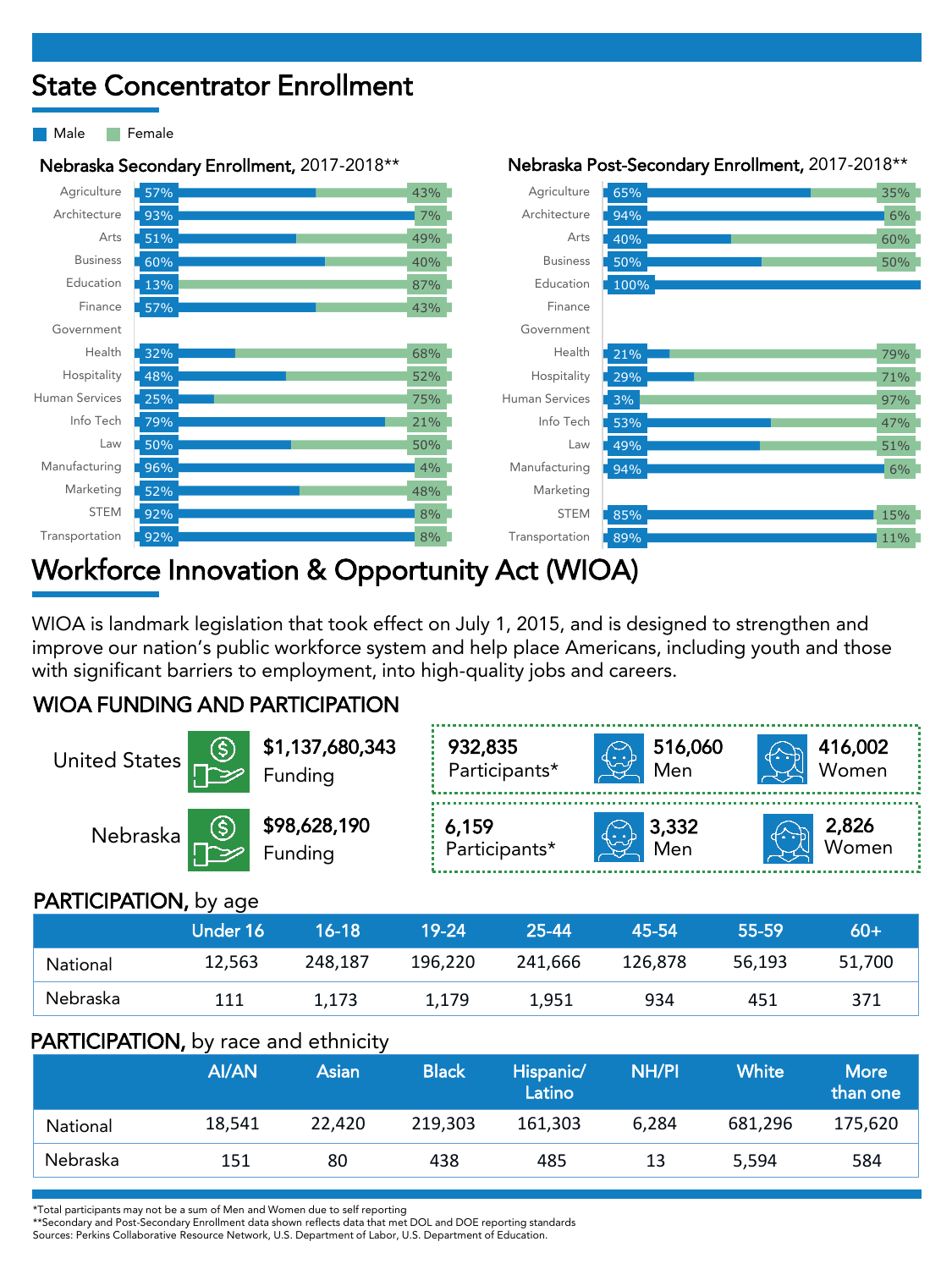# State Concentrator Enrollment

Male | Female

### Nebraska Secondary Enrollment, 2017-2018**

| | Male | Female |
|---|---|---|
| Agriculture | 57% | 43% |
| Architecture | 93% | 7% |
| Arts | 51% | 49% |
| Business | 60% | 40% |
| Education | 13% | 87% |
| Finance | 57% | 43% |
| Government | | |
| Health | 32% | 68% |
| Hospitality | 48% | 52% |
| Human Services | 25% | 75% |
| Info Tech | 79% | 21% |
| Law | 50% | 50% |
| Manufacturing | 96% | 4% |
| Marketing | 52% | 48% |
| STEM | 92% | 8% |
| Transportation | 92% | 8% |

### Nebraska Post-Secondary Enrollment, 2017-2018**

| | Male | Female |
|---|---|---|
| Agriculture | 65% | 35% |
| Architecture | 94% | 6% |
| Arts | 40% | 60% |
| Business | 50% | 50% |
| Education | 100% | |
| Finance | | |
| Government | | |
| Health | 21% | 79% |
| Hospitality | 29% | 71% |
| Human Services | 3% | 97% |
| Info Tech | 53% | 47% |
| Law | 49% | 51% |
| Manufacturing | 94% | 6% |
| Marketing | | |
| STEM | 85% | 15% |
| Transportation | 89% | 11% |

# Workforce Innovation & Opportunity Act (WIOA)

WIOA is landmark legislation that took effect on July 1, 2015, and is designed to strengthen and improve our nation's public workforce system and help place Americans, including youth and those with significant barriers to employment, into high-quality jobs and careers.

## WIOA FUNDING AND PARTICIPATION

| | Funding | Participants* | Men | Women |
|---|---|---|---|---|
| United States | $1,137,680,343 | 932,835 | 516,060 | 416,002 |
| Nebraska | $98,628,190 | 6,159 | 3,332 | 2,826 |

## PARTICIPATION, by age

| | Under 16 | 16-18 | 19-24 | 25-44 | 45-54 | 55-59 | 60+ |
|---|---|---|---|---|---|---|---|
| National | 12,563 | 248,187 | 196,220 | 241,666 | 126,878 | 56,193 | 51,700 |
| Nebraska | 111 | 1,173 | 1,179 | 1,951 | 934 | 451 | 371 |

## PARTICIPATION, by race and ethnicity

| | AI/AN | Asian | Black | Hispanic/ Latino | NH/PI | White | More than one |
|---|---|---|---|---|---|---|---|
| National | 18,541 | 22,420 | 219,303 | 161,303 | 6,284 | 681,296 | 175,620 |
| Nebraska | 151 | 80 | 438 | 485 | 13 | 5,594 | 584 |

*Total participants may not be a sum of Men and Women due to self reporting
**Secondary and Post-Secondary Enrollment data shown reflects data that met DOL and DOE reporting standards
Sources: Perkins Collaborative Resource Network, U.S. Department of Labor, U.S. Department of Education.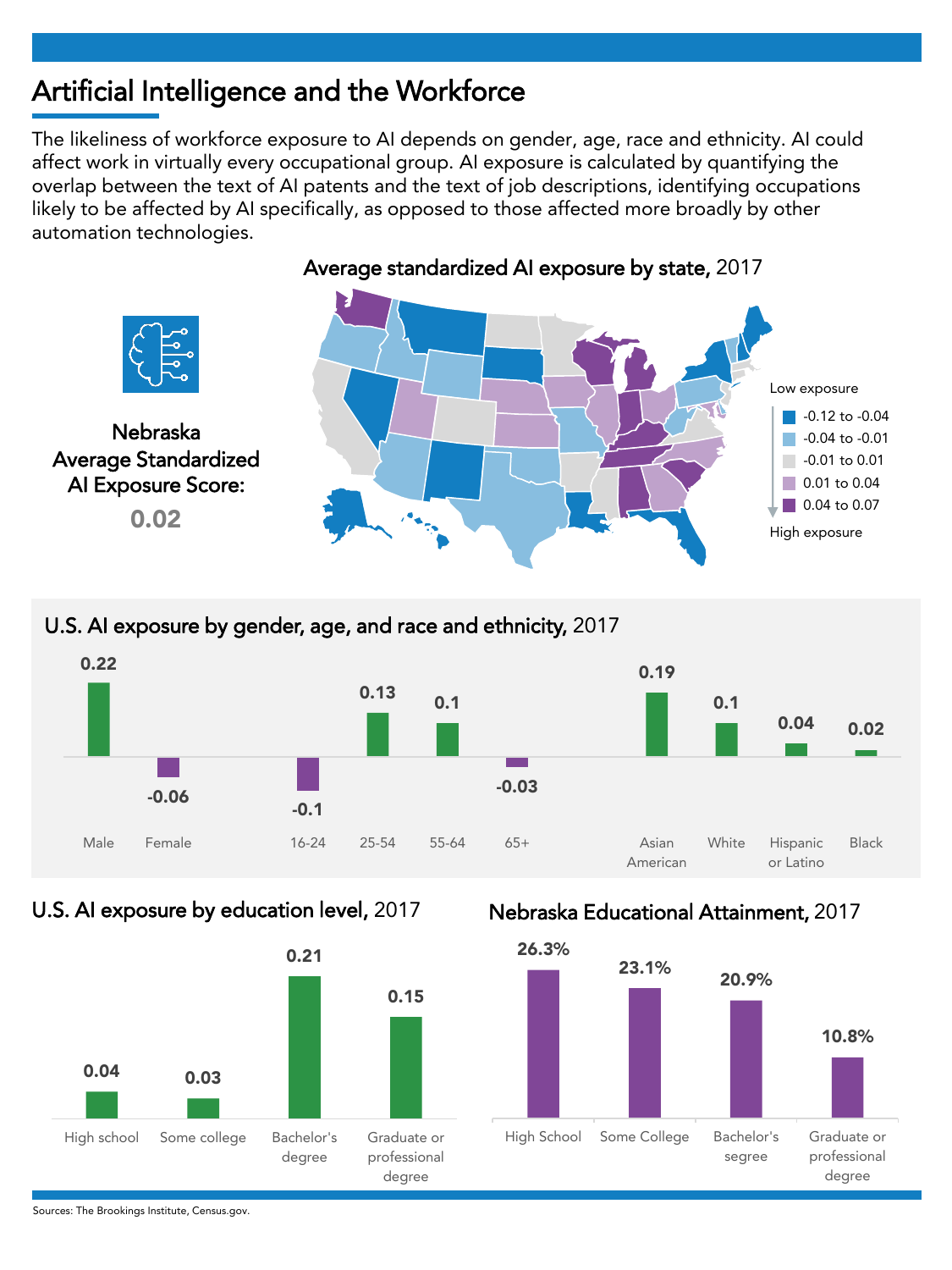# Artificial Intelligence and the Workforce

The likeliness of workforce exposure to AI depends on gender, age, race and ethnicity. AI could affect work in virtually every occupational group. AI exposure is calculated by quantifying the overlap between the text of AI patents and the text of job descriptions, identifying occupations likely to be affected by AI specifically, as opposed to those affected more broadly by other automation technologies.

Nebraska Average Standardized AI Exposure Score:

**0.02**

## Average standardized AI exposure by state, 2017

Low exposure
-0.12 to -0.04
-0.04 to -0.01
-0.01 to 0.01
0.01 to 0.04
0.04 to 0.07
High exposure

## U.S. AI exposure by gender, age, and race and ethnicity, 2017

Male 0.22
Female -0.06
16-24 -0.1
25-54 0.13
55-64 0.1
65+ -0.03
Asian American 0.19
White 0.1
Hispanic or Latino 0.04
Black 0.02

## U.S. AI exposure by education level, 2017

High school 0.04
Some college 0.03
Bachelor's degree 0.21
Graduate or professional degree 0.15

## Nebraska Educational Attainment, 2017

High School 26.3%
Some College 23.1%
Bachelor's segree 20.9%
Graduate or professional degree 10.8%

Sources: The Brookings Institute, Census.gov.